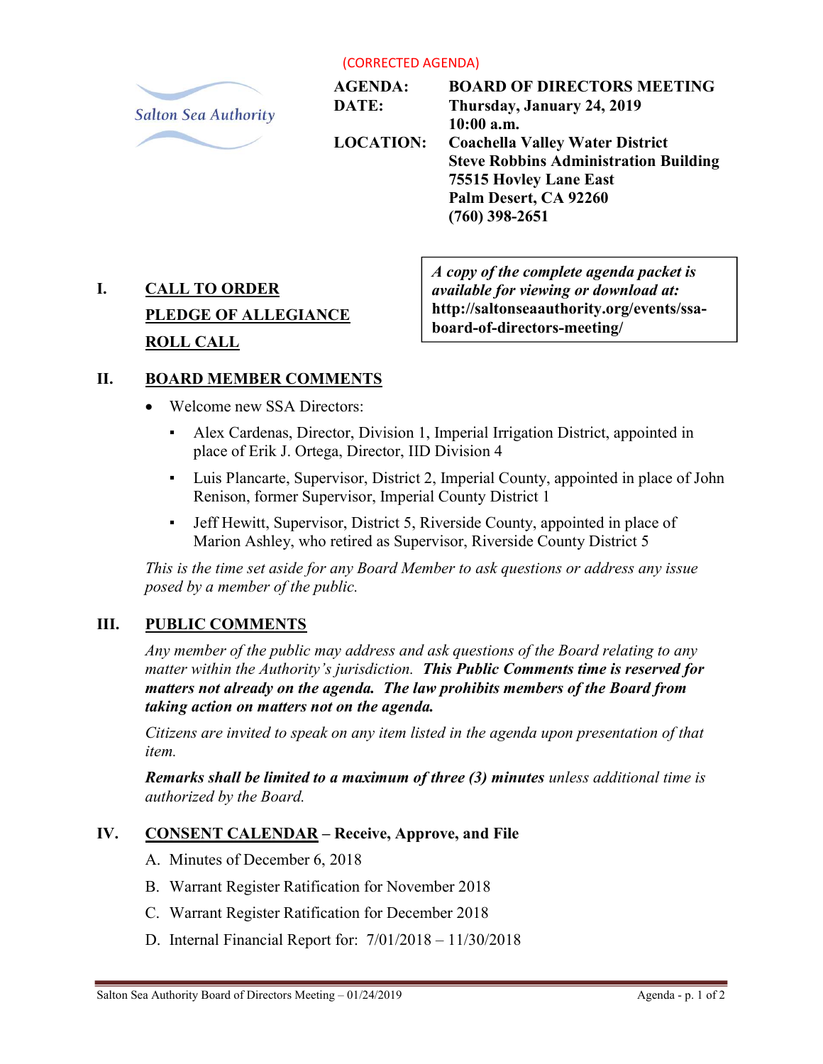(CORRECTED AGENDA)

Salton Sea Authority

**AGENDA:** **BOARD OF DIRECTORS MEETING**

**DATE:** **Thursday, January 24, 2019**
**10:00 a.m.**

**LOCATION:** **Coachella Valley Water District**
**Steve Robbins Administration Building**
**75515 Hovley Lane East**
**Palm Desert, CA 92260**
**(760) 398-2651**

***A copy of the complete agenda packet is available for viewing or download at:*** **http://saltonseaauthority.org/events/ssa-board-of-directors-meeting/**

## I. CALL TO ORDER

**PLEDGE OF ALLEGIANCE**

**ROLL CALL**

## II. BOARD MEMBER COMMENTS

- Welcome new SSA Directors:
  - Alex Cardenas, Director, Division 1, Imperial Irrigation District, appointed in place of Erik J. Ortega, Director, IID Division 4
  - Luis Plancarte, Supervisor, District 2, Imperial County, appointed in place of John Renison, former Supervisor, Imperial County District 1
  - Jeff Hewitt, Supervisor, District 5, Riverside County, appointed in place of Marion Ashley, who retired as Supervisor, Riverside County District 5

*This is the time set aside for any Board Member to ask questions or address any issue posed by a member of the public.*

## III. PUBLIC COMMENTS

*Any member of the public may address and ask questions of the Board relating to any matter within the Authority's jurisdiction.* ***This Public Comments time is reserved for matters not already on the agenda. The law prohibits members of the Board from taking action on matters not on the agenda.***

*Citizens are invited to speak on any item listed in the agenda upon presentation of that item.*

***Remarks shall be limited to a maximum of three (3) minutes*** *unless additional time is authorized by the Board.*

## IV. CONSENT CALENDAR – Receive, Approve, and File

A. Minutes of December 6, 2018

B. Warrant Register Ratification for November 2018

C. Warrant Register Ratification for December 2018

D. Internal Financial Report for: 7/01/2018 – 11/30/2018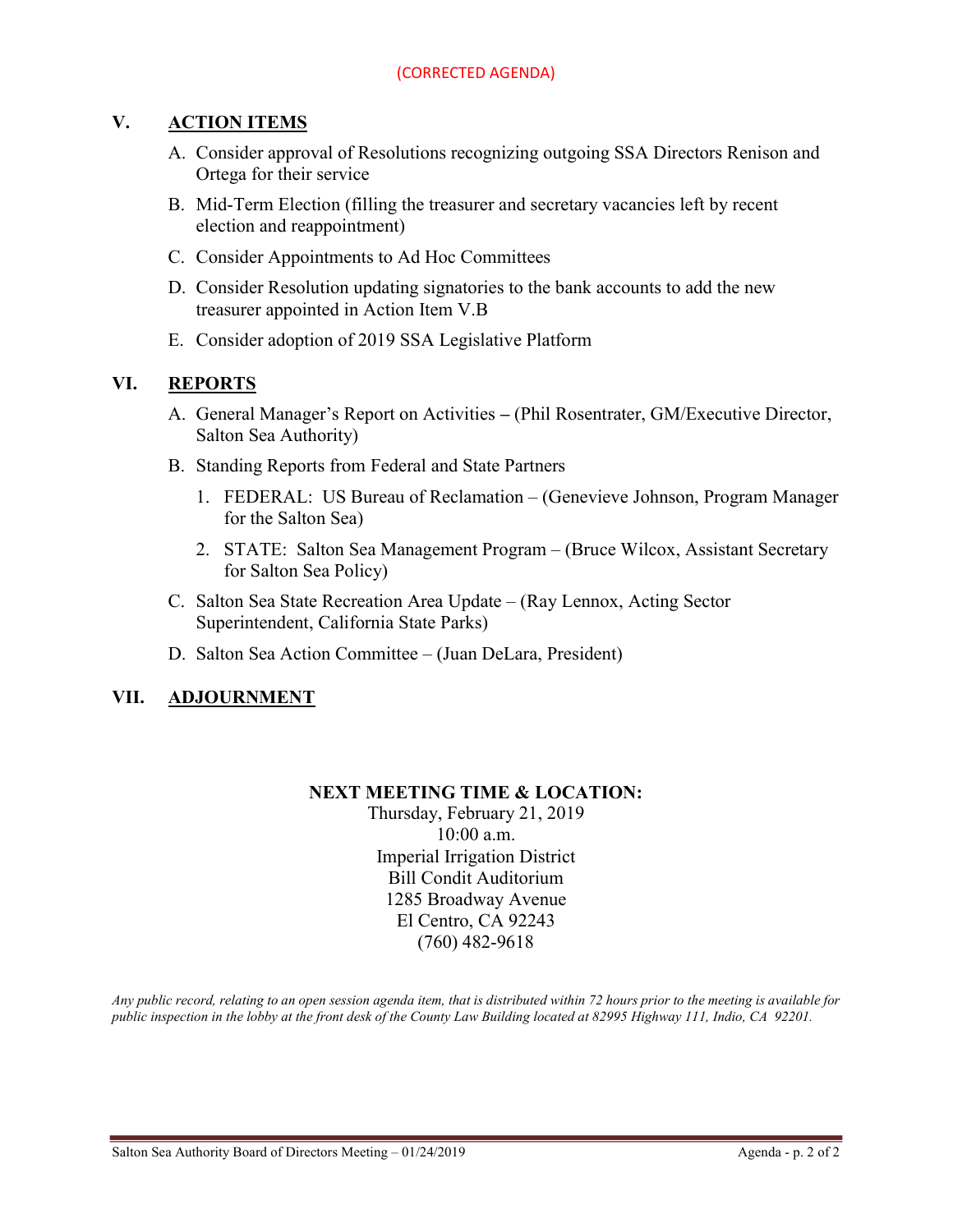(CORRECTED AGENDA)

## V. ACTION ITEMS

A. Consider approval of Resolutions recognizing outgoing SSA Directors Renison and Ortega for their service

B. Mid-Term Election (filling the treasurer and secretary vacancies left by recent election and reappointment)

C. Consider Appointments to Ad Hoc Committees

D. Consider Resolution updating signatories to the bank accounts to add the new treasurer appointed in Action Item V.B

E. Consider adoption of 2019 SSA Legislative Platform

## VI. REPORTS

A. General Manager's Report on Activities – (Phil Rosentrater, GM/Executive Director, Salton Sea Authority)

B. Standing Reports from Federal and State Partners

1. FEDERAL: US Bureau of Reclamation – (Genevieve Johnson, Program Manager for the Salton Sea)
2. STATE: Salton Sea Management Program – (Bruce Wilcox, Assistant Secretary for Salton Sea Policy)

C. Salton Sea State Recreation Area Update – (Ray Lennox, Acting Sector Superintendent, California State Parks)

D. Salton Sea Action Committee – (Juan DeLara, President)

## VII. ADJOURNMENT

**NEXT MEETING TIME & LOCATION:**
Thursday, February 21, 2019
10:00 a.m.
Imperial Irrigation District
Bill Condit Auditorium
1285 Broadway Avenue
El Centro, CA 92243
(760) 482-9618

*Any public record, relating to an open session agenda item, that is distributed within 72 hours prior to the meeting is available for public inspection in the lobby at the front desk of the County Law Building located at 82995 Highway 111, Indio, CA 92201.*